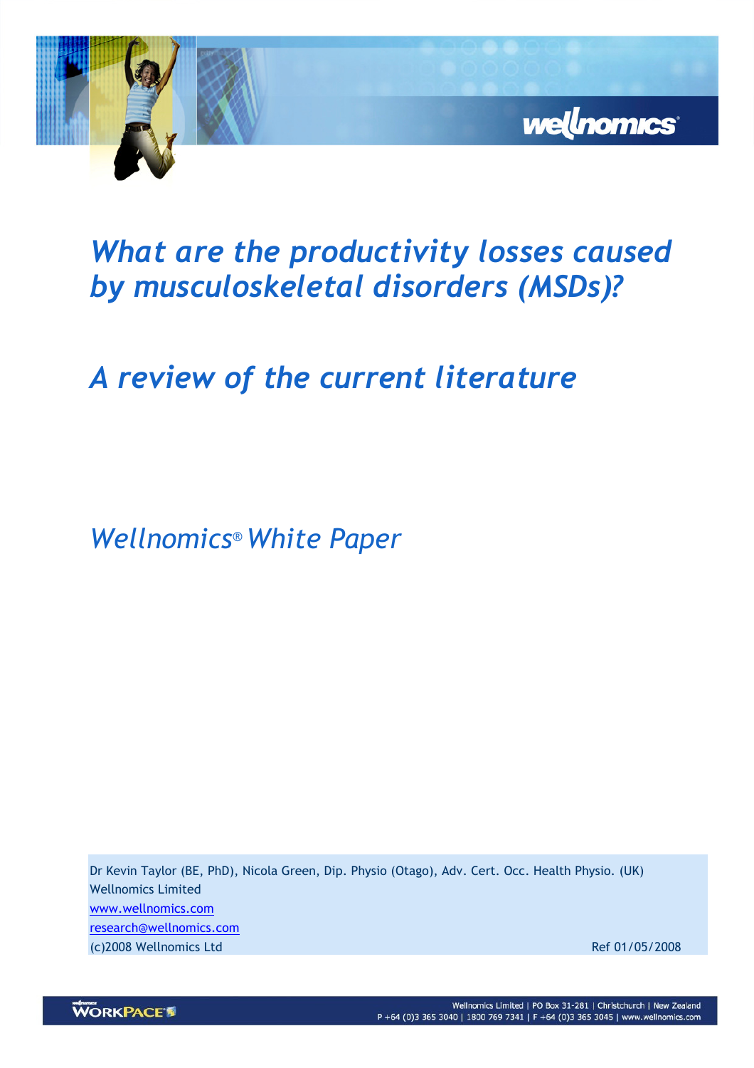# *What are the productivity losses caused by musculoskeletal disorders (MSDs)?*

## *A review of the current literature*

### *Wellnomics® White Paper*

Dr Kevin Taylor (BE, PhD), Nicola Green, Dip. Physio (Otago), Adv. Cert. Occ. Health Physio. (UK)
Wellnomics Limited
www.wellnomics.com
research@wellnomics.com
(c)2008 Wellnomics Ltd

Ref 01/05/2008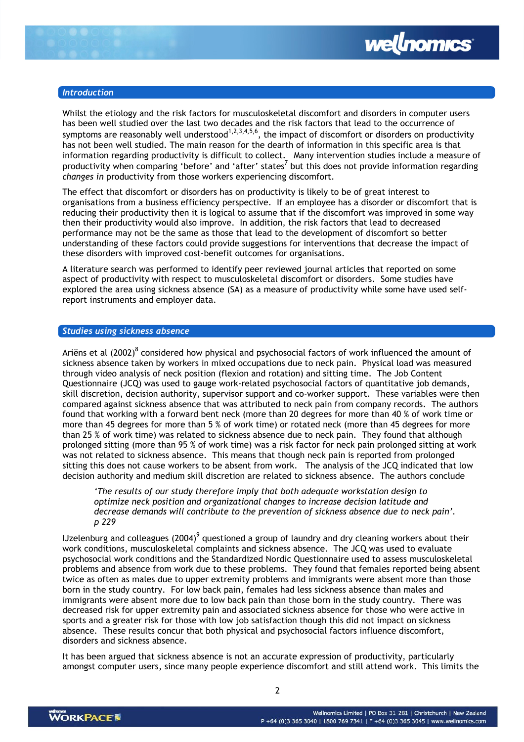## Introduction

Whilst the etiology and the risk factors for musculoskeletal discomfort and disorders in computer users has been well studied over the last two decades and the risk factors that lead to the occurrence of symptoms are reasonably well understood[1,2,3,4,5,6], the impact of discomfort or disorders on productivity has not been well studied. The main reason for the dearth of information in this specific area is that information regarding productivity is difficult to collect. Many intervention studies include a measure of productivity when comparing 'before' and 'after' states[7] but this does not provide information regarding *changes in* productivity from those workers experiencing discomfort.

The effect that discomfort or disorders has on productivity is likely to be of great interest to organisations from a business efficiency perspective. If an employee has a disorder or discomfort that is reducing their productivity then it is logical to assume that if the discomfort was improved in some way then their productivity would also improve. In addition, the risk factors that lead to decreased performance may not be the same as those that lead to the development of discomfort so better understanding of these factors could provide suggestions for interventions that decrease the impact of these disorders with improved cost-benefit outcomes for organisations.

A literature search was performed to identify peer reviewed journal articles that reported on some aspect of productivity with respect to musculoskeletal discomfort or disorders. Some studies have explored the area using sickness absence (SA) as a measure of productivity while some have used self-report instruments and employer data.

## Studies using sickness absence

Ariëns et al (2002)[8] considered how physical and psychosocial factors of work influenced the amount of sickness absence taken by workers in mixed occupations due to neck pain. Physical load was measured through video analysis of neck position (flexion and rotation) and sitting time. The Job Content Questionnaire (JCQ) was used to gauge work-related psychosocial factors of quantitative job demands, skill discretion, decision authority, supervisor support and co-worker support. These variables were then compared against sickness absence that was attributed to neck pain from company records. The authors found that working with a forward bent neck (more than 20 degrees for more than 40 % of work time or more than 45 degrees for more than 5 % of work time) or rotated neck (more than 45 degrees for more than 25 % of work time) was related to sickness absence due to neck pain. They found that although prolonged sitting (more than 95 % of work time) was a risk factor for neck pain prolonged sitting at work was not related to sickness absence. This means that though neck pain is reported from prolonged sitting this does not cause workers to be absent from work. The analysis of the JCQ indicated that low decision authority and medium skill discretion are related to sickness absence. The authors conclude

> *'The results of our study therefore imply that both adequate workstation design to optimize neck position and organizational changes to increase decision latitude and decrease demands will contribute to the prevention of sickness absence due to neck pain'. p 229*

IJzelenburg and colleagues (2004)[9] questioned a group of laundry and dry cleaning workers about their work conditions, musculoskeletal complaints and sickness absence. The JCQ was used to evaluate psychosocial work conditions and the Standardized Nordic Questionnaire used to assess musculoskeletal problems and absence from work due to these problems. They found that females reported being absent twice as often as males due to upper extremity problems and immigrants were absent more than those born in the study country. For low back pain, females had less sickness absence than males and immigrants were absent more due to low back pain than those born in the study country. There was decreased risk for upper extremity pain and associated sickness absence for those who were active in sports and a greater risk for those with low job satisfaction though this did not impact on sickness absence. These results concur that both physical and psychosocial factors influence discomfort, disorders and sickness absence.

It has been argued that sickness absence is not an accurate expression of productivity, particularly amongst computer users, since many people experience discomfort and still attend work. This limits the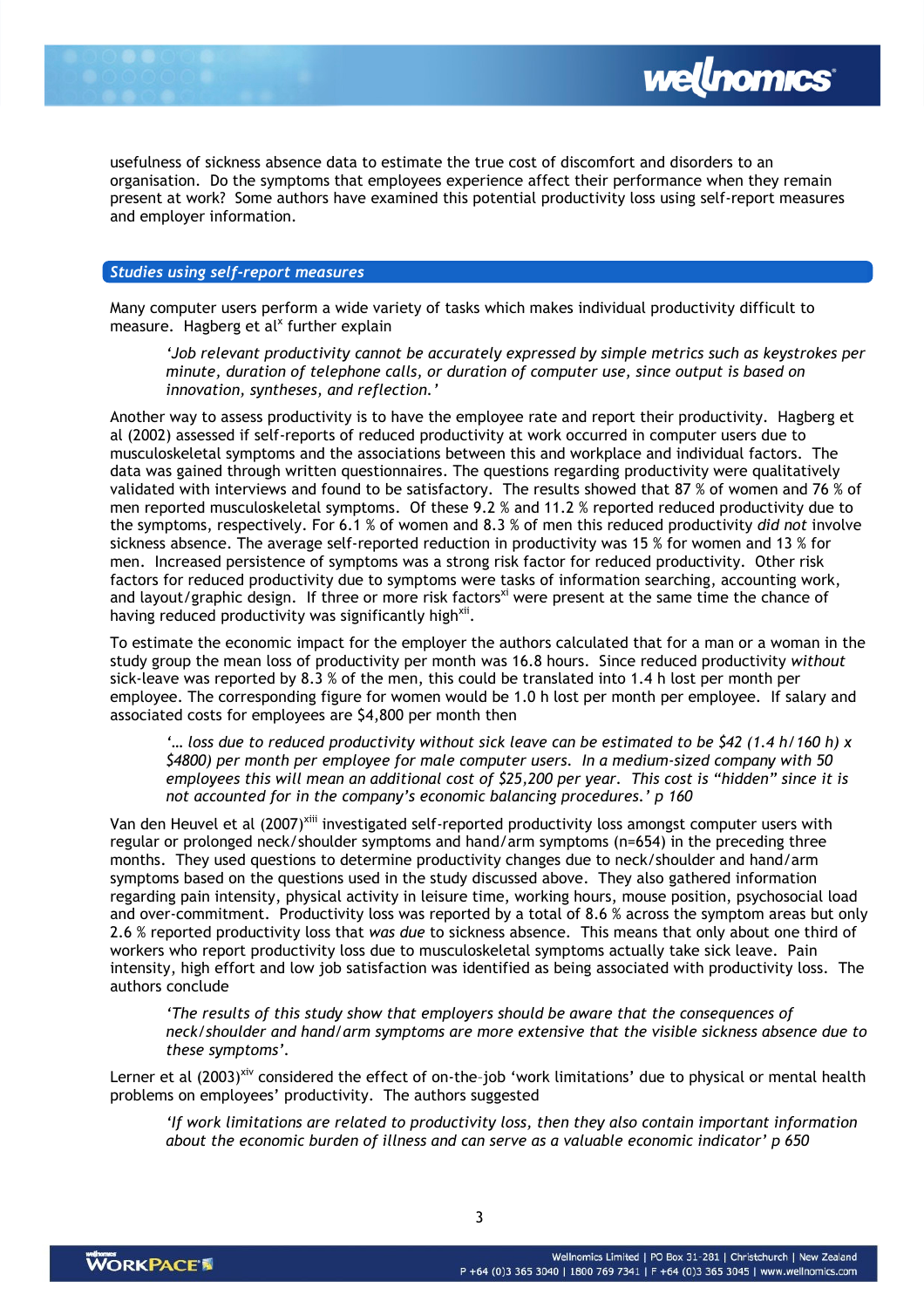usefulness of sickness absence data to estimate the true cost of discomfort and disorders to an organisation. Do the symptoms that employees experience affect their performance when they remain present at work? Some authors have examined this potential productivity loss using self-report measures and employer information.

## Studies using self-report measures

Many computer users perform a wide variety of tasks which makes individual productivity difficult to measure. Hagberg et al[x] further explain

> *'Job relevant productivity cannot be accurately expressed by simple metrics such as keystrokes per minute, duration of telephone calls, or duration of computer use, since output is based on innovation, syntheses, and reflection.'*

Another way to assess productivity is to have the employee rate and report their productivity. Hagberg et al (2002) assessed if self-reports of reduced productivity at work occurred in computer users due to musculoskeletal symptoms and the associations between this and workplace and individual factors. The data was gained through written questionnaires. The questions regarding productivity were qualitatively validated with interviews and found to be satisfactory. The results showed that 87 % of women and 76 % of men reported musculoskeletal symptoms. Of these 9.2 % and 11.2 % reported reduced productivity due to the symptoms, respectively. For 6.1 % of women and 8.3 % of men this reduced productivity *did not* involve sickness absence. The average self-reported reduction in productivity was 15 % for women and 13 % for men. Increased persistence of symptoms was a strong risk factor for reduced productivity. Other risk factors for reduced productivity due to symptoms were tasks of information searching, accounting work, and layout/graphic design. If three or more risk factors[xi] were present at the same time the chance of having reduced productivity was significantly high[xii].

To estimate the economic impact for the employer the authors calculated that for a man or a woman in the study group the mean loss of productivity per month was 16.8 hours. Since reduced productivity *without* sick-leave was reported by 8.3 % of the men, this could be translated into 1.4 h lost per month per employee. The corresponding figure for women would be 1.0 h lost per month per employee. If salary and associated costs for employees are $4,800 per month then

> *'… loss due to reduced productivity without sick leave can be estimated to be $42 (1.4 h/160 h) x $4800) per month per employee for male computer users. In a medium-sized company with 50 employees this will mean an additional cost of $25,200 per year. This cost is "hidden" since it is not accounted for in the company's economic balancing procedures.'* p 160

Van den Heuvel et al (2007)[xiii] investigated self-reported productivity loss amongst computer users with regular or prolonged neck/shoulder symptoms and hand/arm symptoms (n=654) in the preceding three months. They used questions to determine productivity changes due to neck/shoulder and hand/arm symptoms based on the questions used in the study discussed above. They also gathered information regarding pain intensity, physical activity in leisure time, working hours, mouse position, psychosocial load and over-commitment. Productivity loss was reported by a total of 8.6 % across the symptom areas but only 2.6 % reported productivity loss that *was due* to sickness absence. This means that only about one third of workers who report productivity loss due to musculoskeletal symptoms actually take sick leave. Pain intensity, high effort and low job satisfaction was identified as being associated with productivity loss. The authors conclude

> *'The results of this study show that employers should be aware that the consequences of neck/shoulder and hand/arm symptoms are more extensive that the visible sickness absence due to these symptoms'.*

Lerner et al (2003)[xiv] considered the effect of on-the-job 'work limitations' due to physical or mental health problems on employees' productivity. The authors suggested

> *'If work limitations are related to productivity loss, then they also contain important information about the economic burden of illness and can serve as a valuable economic indicator'* p 650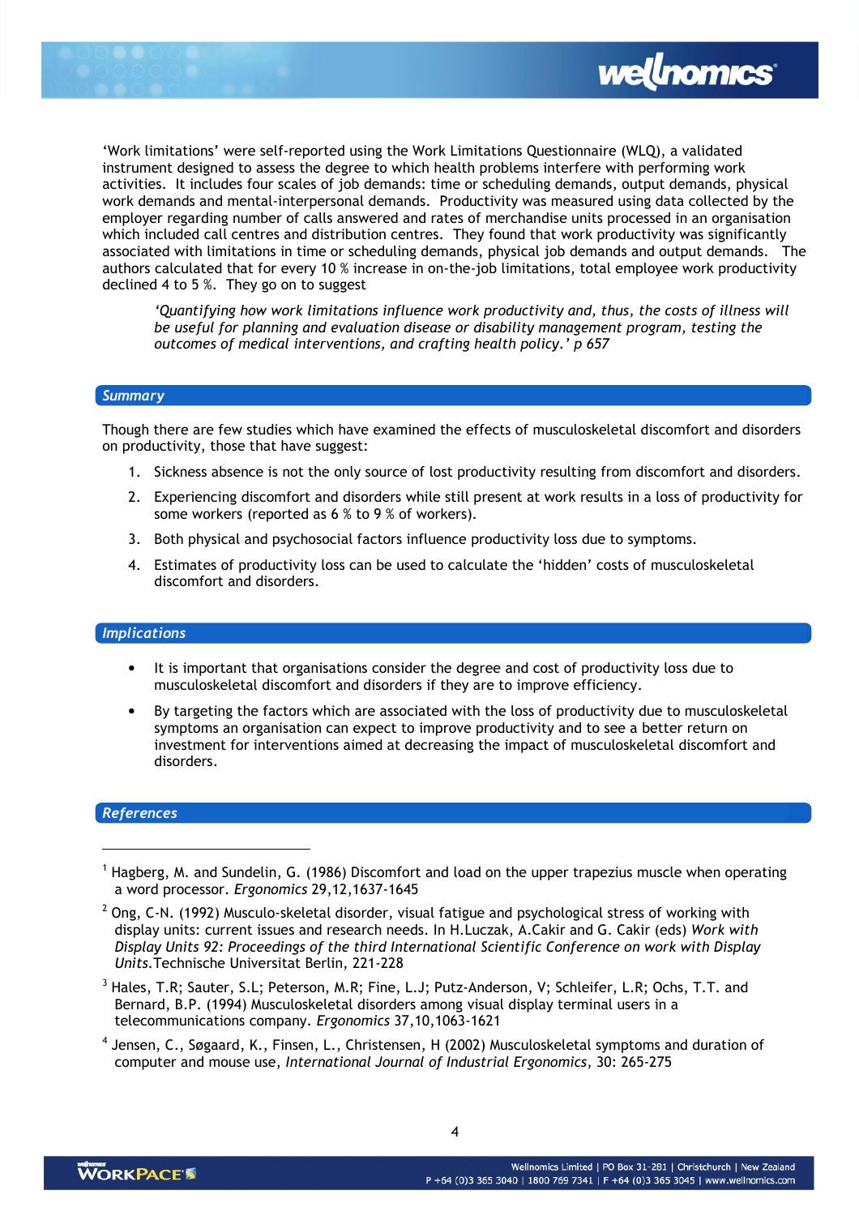'Work limitations' were self-reported using the Work Limitations Questionnaire (WLQ), a validated instrument designed to assess the degree to which health problems interfere with performing work activities. It includes four scales of job demands: time or scheduling demands, output demands, physical work demands and mental-interpersonal demands. Productivity was measured using data collected by the employer regarding number of calls answered and rates of merchandise units processed in an organisation which included call centres and distribution centres. They found that work productivity was significantly associated with limitations in time or scheduling demands, physical job demands and output demands. The authors calculated that for every 10 % increase in on-the-job limitations, total employee work productivity declined 4 to 5 %. They go on to suggest

> *'Quantifying how work limitations influence work productivity and, thus, the costs of illness will be useful for planning and evaluation disease or disability management program, testing the outcomes of medical interventions, and crafting health policy.' p 657*

## *Summary*

Though there are few studies which have examined the effects of musculoskeletal discomfort and disorders on productivity, those that have suggest:

1. Sickness absence is not the only source of lost productivity resulting from discomfort and disorders.
2. Experiencing discomfort and disorders while still present at work results in a loss of productivity for some workers (reported as 6 % to 9 % of workers).
3. Both physical and psychosocial factors influence productivity loss due to symptoms.
4. Estimates of productivity loss can be used to calculate the 'hidden' costs of musculoskeletal discomfort and disorders.

## *Implications*

- It is important that organisations consider the degree and cost of productivity loss due to musculoskeletal discomfort and disorders if they are to improve efficiency.
- By targeting the factors which are associated with the loss of productivity due to musculoskeletal symptoms an organisation can expect to improve productivity and to see a better return on investment for interventions aimed at decreasing the impact of musculoskeletal discomfort and disorders.

## *References*

[1] Hagberg, M. and Sundelin, G. (1986) Discomfort and load on the upper trapezius muscle when operating a word processor. *Ergonomics* 29,12,1637-1645

[2] Ong, C-N. (1992) Musculo-skeletal disorder, visual fatigue and psychological stress of working with display units: current issues and research needs. In H.Luczak, A.Cakir and G. Cakir (eds) *Work with Display Units 92: Proceedings of the third International Scientific Conference on work with Display Units.* Technische Universitat Berlin, 221-228

[3] Hales, T.R; Sauter, S.L; Peterson, M.R; Fine, L.J; Putz-Anderson, V; Schleifer, L.R; Ochs, T.T. and Bernard, B.P. (1994) Musculoskeletal disorders among visual display terminal users in a telecommunications company. *Ergonomics* 37,10,1063-1621

[4] Jensen, C., Søgaard, K., Finsen, L., Christensen, H (2002) Musculoskeletal symptoms and duration of computer and mouse use, *International Journal of Industrial Ergonomics*, 30: 265-275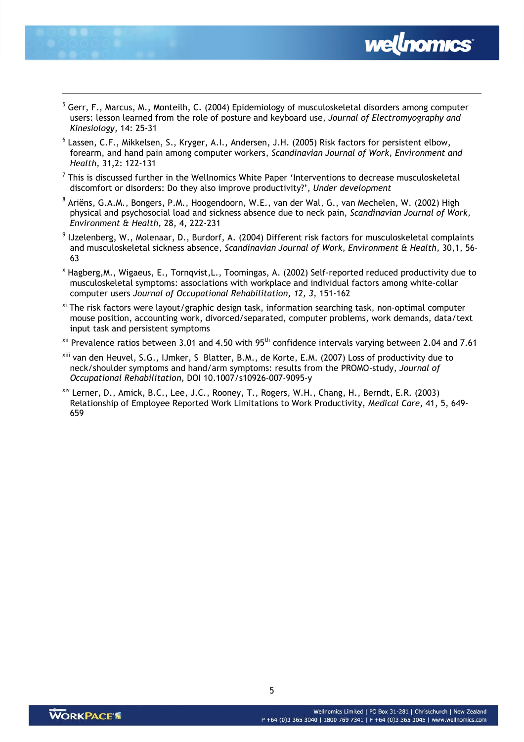[5] Gerr, F., Marcus, M., Monteilh, C. (2004) Epidemiology of musculoskeletal disorders among computer users: lesson learned from the role of posture and keyboard use, *Journal of Electromyography and Kinesiology,* 14: 25-31

[6] Lassen, C.F., Mikkelsen, S., Kryger, A.I., Andersen, J.H. (2005) Risk factors for persistent elbow, forearm, and hand pain among computer workers, *Scandinavian Journal of Work, Environment and Health,* 31,2: 122-131

[7] This is discussed further in the Wellnomics White Paper 'Interventions to decrease musculoskeletal discomfort or disorders: Do they also improve productivity?', *Under development*

[8] Ariëns, G.A.M., Bongers, P.M., Hoogendoorn, W.E., van der Wal, G., van Mechelen, W. (2002) High physical and psychosocial load and sickness absence due to neck pain, *Scandinavian Journal of Work, Environment & Health,* 28, 4, 222-231

[9] IJzelenberg, W., Molenaar, D., Burdorf, A. (2004) Different risk factors for musculoskeletal complaints and musculoskeletal sickness absence, *Scandinavian Journal of Work, Environment & Health,* 30,1, 56-63

[x] Hagberg,M., Wigaeus, E., Tornqvist,L., Toomingas, A. (2002) Self-reported reduced productivity due to musculoskeletal symptoms: associations with workplace and individual factors among white-collar computer users *Journal of Occupational Rehabilitation, 12, 3,* 151-162

[xi] The risk factors were layout/graphic design task, information searching task, non-optimal computer mouse position, accounting work, divorced/separated, computer problems, work demands, data/text input task and persistent symptoms

[xii] Prevalence ratios between 3.01 and 4.50 with 95$^{th}$ confidence intervals varying between 2.04 and 7.61

[xiii] van den Heuvel, S.G., IJmker, S Blatter, B.M., de Korte, E.M. (2007) Loss of productivity due to neck/shoulder symptoms and hand/arm symptoms: results from the PROMO-study, *Journal of Occupational Rehabilitation,* DOI 10.1007/s10926-007-9095-y

[xiv] Lerner, D., Amick, B.C., Lee, J.C., Rooney, T., Rogers, W.H., Chang, H., Berndt, E.R. (2003) Relationship of Employee Reported Work Limitations to Work Productivity, *Medical Care,* 41, 5, 649-659